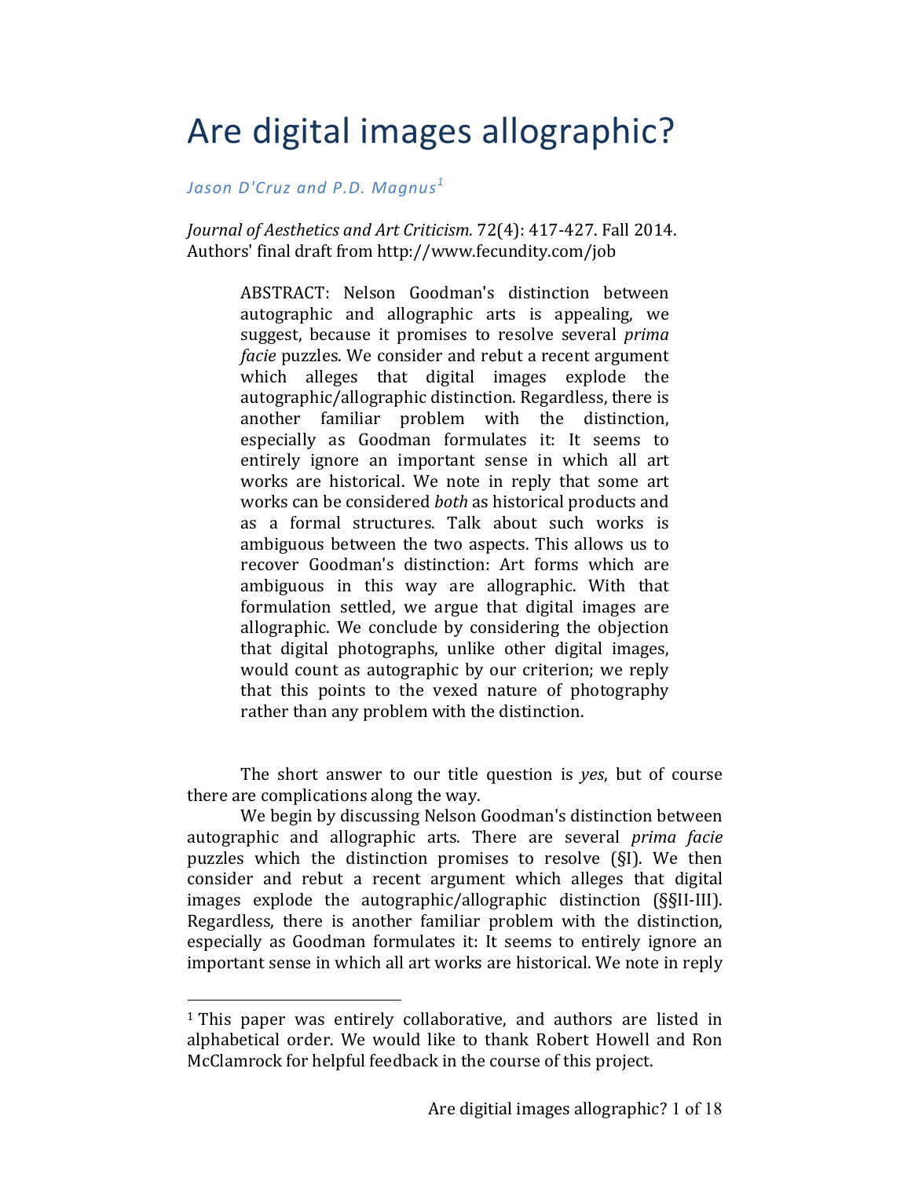# Are digital images allographic?

*Jason D'Cruz and P.D. Magnus*[1]

*Journal of Aesthetics and Art Criticism.* 72(4): 417-427. Fall 2014.
Authors' final draft from http://www.fecundity.com/job

> ABSTRACT: Nelson Goodman's distinction between autographic and allographic arts is appealing, we suggest, because it promises to resolve several *prima facie* puzzles. We consider and rebut a recent argument which alleges that digital images explode the autographic/allographic distinction. Regardless, there is another familiar problem with the distinction, especially as Goodman formulates it: It seems to entirely ignore an important sense in which all art works are historical. We note in reply that some art works can be considered *both* as historical products and as a formal structures. Talk about such works is ambiguous between the two aspects. This allows us to recover Goodman's distinction: Art forms which are ambiguous in this way are allographic. With that formulation settled, we argue that digital images are allographic. We conclude by considering the objection that digital photographs, unlike other digital images, would count as autographic by our criterion; we reply that this points to the vexed nature of photography rather than any problem with the distinction.

The short answer to our title question is *yes*, but of course there are complications along the way.

We begin by discussing Nelson Goodman's distinction between autographic and allographic arts. There are several *prima facie* puzzles which the distinction promises to resolve (§I). We then consider and rebut a recent argument which alleges that digital images explode the autographic/allographic distinction (§§II-III). Regardless, there is another familiar problem with the distinction, especially as Goodman formulates it: It seems to entirely ignore an important sense in which all art works are historical. We note in reply

[1] This paper was entirely collaborative, and authors are listed in alphabetical order. We would like to thank Robert Howell and Ron McClamrock for helpful feedback in the course of this project.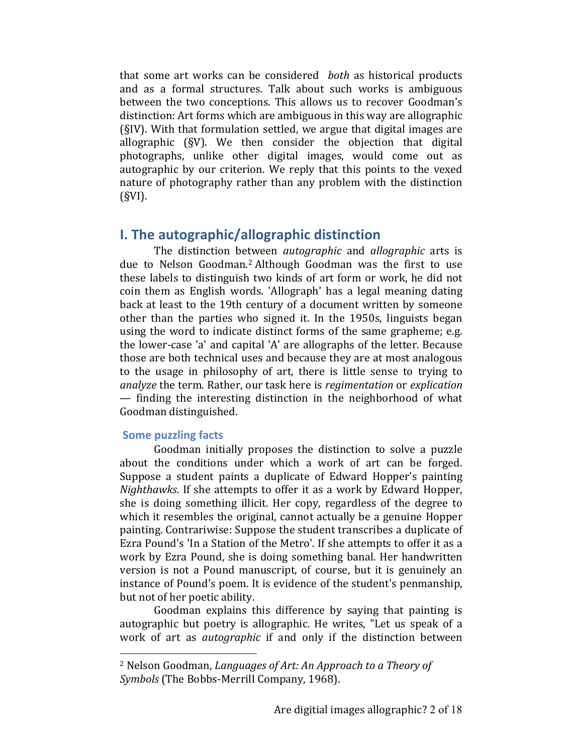that some art works can be considered *both* as historical products and as a formal structures. Talk about such works is ambiguous between the two conceptions. This allows us to recover Goodman's distinction: Art forms which are ambiguous in this way are allographic (§IV). With that formulation settled, we argue that digital images are allographic (§V). We then consider the objection that digital photographs, unlike other digital images, would come out as autographic by our criterion. We reply that this points to the vexed nature of photography rather than any problem with the distinction (§VI).

## I. The autographic/allographic distinction

The distinction between *autographic* and *allographic* arts is due to Nelson Goodman.[2] Although Goodman was the first to use these labels to distinguish two kinds of art form or work, he did not coin them as English words. 'Allograph' has a legal meaning dating back at least to the 19th century of a document written by someone other than the parties who signed it. In the 1950s, linguists began using the word to indicate distinct forms of the same grapheme; e.g. the lower-case 'a' and capital 'A' are allographs of the letter. Because those are both technical uses and because they are at most analogous to the usage in philosophy of art, there is little sense to trying to *analyze* the term. Rather, our task here is *regimentation* or *explication* — finding the interesting distinction in the neighborhood of what Goodman distinguished.

### Some puzzling facts

Goodman initially proposes the distinction to solve a puzzle about the conditions under which a work of art can be forged. Suppose a student paints a duplicate of Edward Hopper's painting *Nighthawks*. If she attempts to offer it as a work by Edward Hopper, she is doing something illicit. Her copy, regardless of the degree to which it resembles the original, cannot actually be a genuine Hopper painting. Contrariwise: Suppose the student transcribes a duplicate of Ezra Pound's 'In a Station of the Metro'. If she attempts to offer it as a work by Ezra Pound, she is doing something banal. Her handwritten version is not a Pound manuscript, of course, but it is genuinely an instance of Pound's poem. It is evidence of the student's penmanship, but not of her poetic ability.

Goodman explains this difference by saying that painting is autographic but poetry is allographic. He writes, "Let us speak of a work of art as *autographic* if and only if the distinction between

---

[2] Nelson Goodman, *Languages of Art: An Approach to a Theory of Symbols* (The Bobbs-Merrill Company, 1968).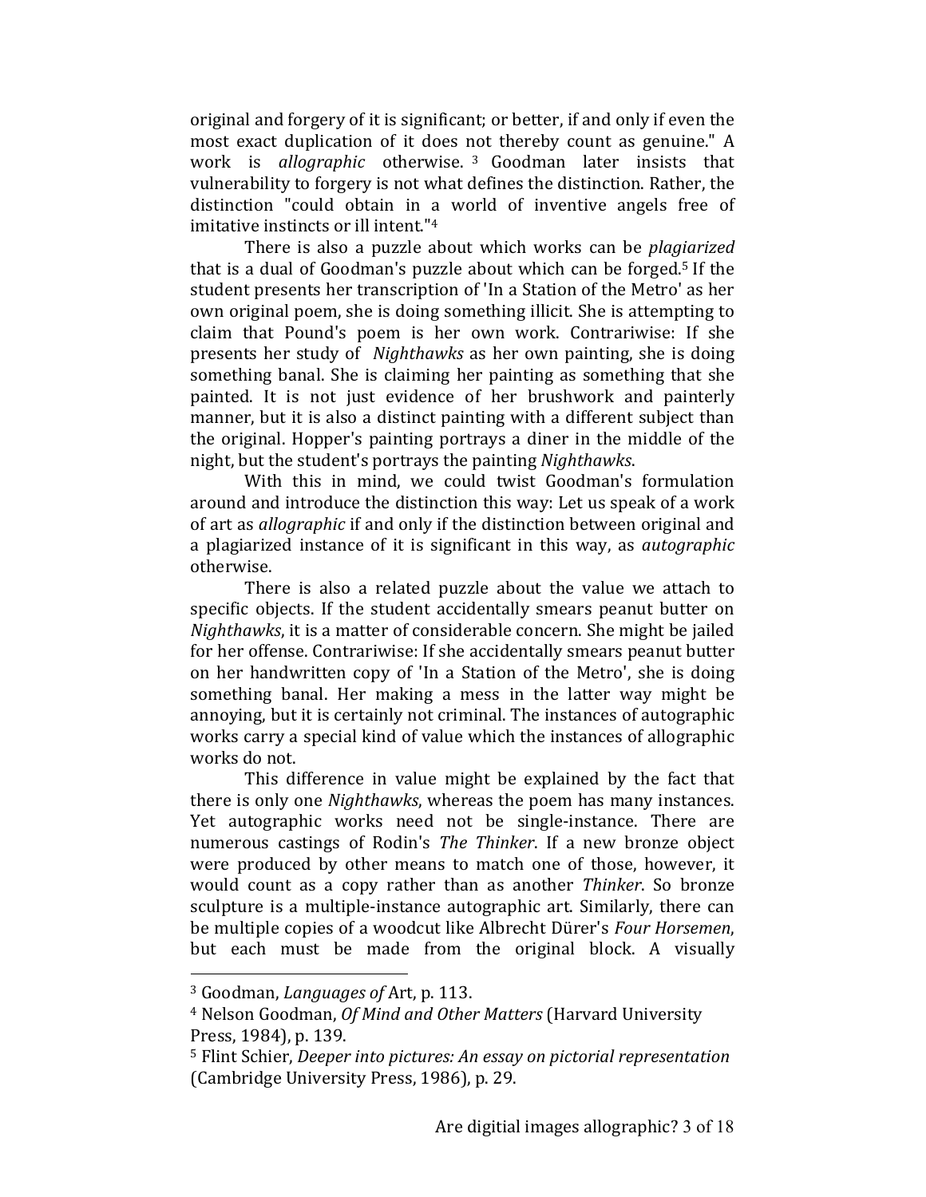original and forgery of it is significant; or better, if and only if even the most exact duplication of it does not thereby count as genuine." A work is *allographic* otherwise. [3] Goodman later insists that vulnerability to forgery is not what defines the distinction. Rather, the distinction "could obtain in a world of inventive angels free of imitative instincts or ill intent."[4]

There is also a puzzle about which works can be *plagiarized* that is a dual of Goodman's puzzle about which can be forged.[5] If the student presents her transcription of 'In a Station of the Metro' as her own original poem, she is doing something illicit. She is attempting to claim that Pound's poem is her own work. Contrariwise: If she presents her study of *Nighthawks* as her own painting, she is doing something banal. She is claiming her painting as something that she painted. It is not just evidence of her brushwork and painterly manner, but it is also a distinct painting with a different subject than the original. Hopper's painting portrays a diner in the middle of the night, but the student's portrays the painting *Nighthawks*.

With this in mind, we could twist Goodman's formulation around and introduce the distinction this way: Let us speak of a work of art as *allographic* if and only if the distinction between original and a plagiarized instance of it is significant in this way, as *autographic* otherwise.

There is also a related puzzle about the value we attach to specific objects. If the student accidentally smears peanut butter on *Nighthawks*, it is a matter of considerable concern. She might be jailed for her offense. Contrariwise: If she accidentally smears peanut butter on her handwritten copy of 'In a Station of the Metro', she is doing something banal. Her making a mess in the latter way might be annoying, but it is certainly not criminal. The instances of autographic works carry a special kind of value which the instances of allographic works do not.

This difference in value might be explained by the fact that there is only one *Nighthawks*, whereas the poem has many instances. Yet autographic works need not be single-instance. There are numerous castings of Rodin's *The Thinker*. If a new bronze object were produced by other means to match one of those, however, it would count as a copy rather than as another *Thinker*. So bronze sculpture is a multiple-instance autographic art. Similarly, there can be multiple copies of a woodcut like Albrecht Dürer's *Four Horsemen*, but each must be made from the original block. A visually

---

[3] Goodman, *Languages of* Art, p. 113.

[4] Nelson Goodman, *Of Mind and Other Matters* (Harvard University Press, 1984), p. 139.

[5] Flint Schier, *Deeper into pictures: An essay on pictorial representation* (Cambridge University Press, 1986), p. 29.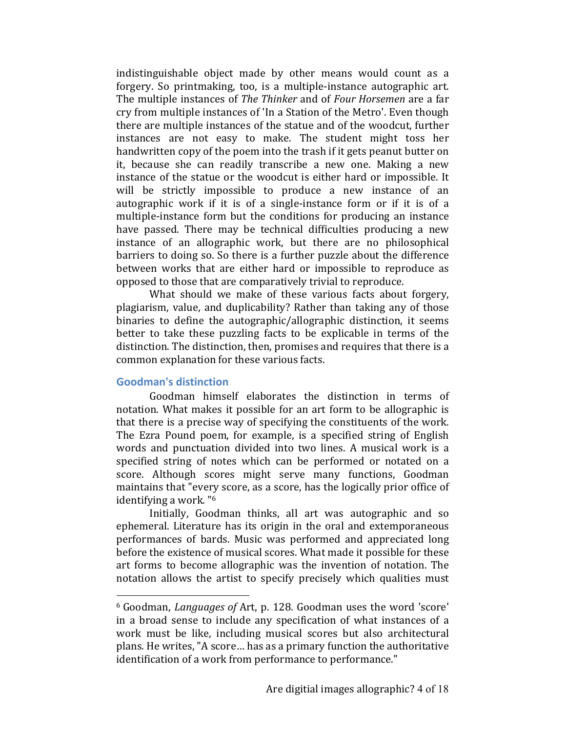indistinguishable object made by other means would count as a forgery. So printmaking, too, is a multiple-instance autographic art. The multiple instances of *The Thinker* and of *Four Horsemen* are a far cry from multiple instances of 'In a Station of the Metro'. Even though there are multiple instances of the statue and of the woodcut, further instances are not easy to make. The student might toss her handwritten copy of the poem into the trash if it gets peanut butter on it, because she can readily transcribe a new one. Making a new instance of the statue or the woodcut is either hard or impossible. It will be strictly impossible to produce a new instance of an autographic work if it is of a single-instance form or if it is of a multiple-instance form but the conditions for producing an instance have passed. There may be technical difficulties producing a new instance of an allographic work, but there are no philosophical barriers to doing so. So there is a further puzzle about the difference between works that are either hard or impossible to reproduce as opposed to those that are comparatively trivial to reproduce.

What should we make of these various facts about forgery, plagiarism, value, and duplicability? Rather than taking any of those binaries to define the autographic/allographic distinction, it seems better to take these puzzling facts to be explicable in terms of the distinction. The distinction, then, promises and requires that there is a common explanation for these various facts.

## Goodman's distinction

Goodman himself elaborates the distinction in terms of notation. What makes it possible for an art form to be allographic is that there is a precise way of specifying the constituents of the work. The Ezra Pound poem, for example, is a specified string of English words and punctuation divided into two lines. A musical work is a specified string of notes which can be performed or notated on a score. Although scores might serve many functions, Goodman maintains that "every score, as a score, has the logically prior office of identifying a work."[6]

Initially, Goodman thinks, all art was autographic and so ephemeral. Literature has its origin in the oral and extemporaneous performances of bards. Music was performed and appreciated long before the existence of musical scores. What made it possible for these art forms to become allographic was the invention of notation. The notation allows the artist to specify precisely which qualities must

---

[6] Goodman, *Languages of* Art, p. 128. Goodman uses the word 'score' in a broad sense to include any specification of what instances of a work must be like, including musical scores but also architectural plans. He writes, "A score… has as a primary function the authoritative identification of a work from performance to performance."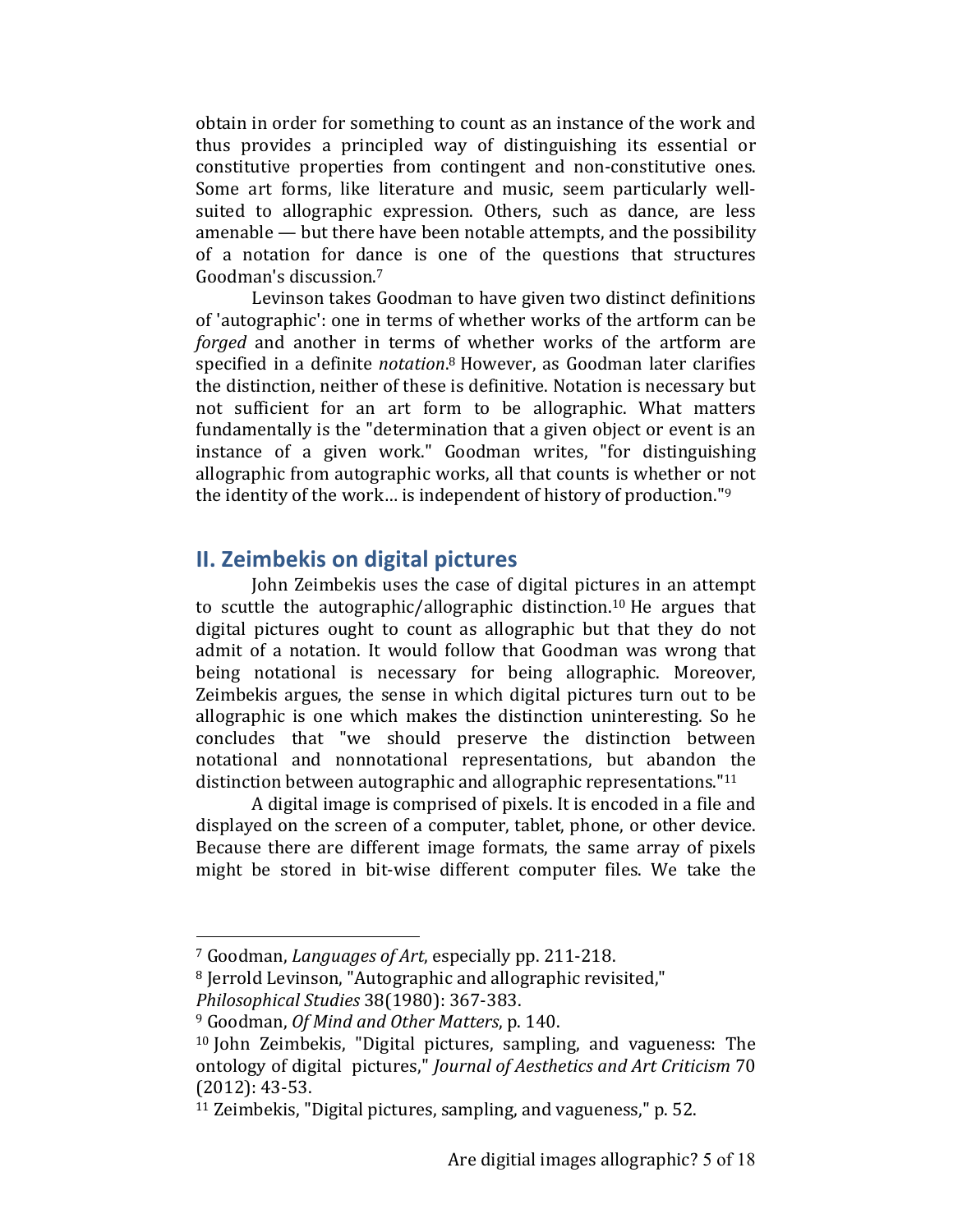obtain in order for something to count as an instance of the work and thus provides a principled way of distinguishing its essential or constitutive properties from contingent and non-constitutive ones. Some art forms, like literature and music, seem particularly well-suited to allographic expression. Others, such as dance, are less amenable — but there have been notable attempts, and the possibility of a notation for dance is one of the questions that structures Goodman's discussion.[7]

Levinson takes Goodman to have given two distinct definitions of 'autographic': one in terms of whether works of the artform can be *forged* and another in terms of whether works of the artform are specified in a definite *notation*.[8] However, as Goodman later clarifies the distinction, neither of these is definitive. Notation is necessary but not sufficient for an art form to be allographic. What matters fundamentally is the "determination that a given object or event is an instance of a given work." Goodman writes, "for distinguishing allographic from autographic works, all that counts is whether or not the identity of the work… is independent of history of production."[9]

## II. Zeimbekis on digital pictures

John Zeimbekis uses the case of digital pictures in an attempt to scuttle the autographic/allographic distinction.[10] He argues that digital pictures ought to count as allographic but that they do not admit of a notation. It would follow that Goodman was wrong that being notational is necessary for being allographic. Moreover, Zeimbekis argues, the sense in which digital pictures turn out to be allographic is one which makes the distinction uninteresting. So he concludes that "we should preserve the distinction between notational and nonnotational representations, but abandon the distinction between autographic and allographic representations."[11]

A digital image is comprised of pixels. It is encoded in a file and displayed on the screen of a computer, tablet, phone, or other device. Because there are different image formats, the same array of pixels might be stored in bit-wise different computer files. We take the

---

[7] Goodman, *Languages of Art*, especially pp. 211-218.

[8] Jerrold Levinson, "Autographic and allographic revisited," *Philosophical Studies* 38(1980): 367-383.

[9] Goodman, *Of Mind and Other Matters*, p. 140.

[10] John Zeimbekis, "Digital pictures, sampling, and vagueness: The ontology of digital pictures," *Journal of Aesthetics and Art Criticism* 70 (2012): 43-53.

[11] Zeimbekis, "Digital pictures, sampling, and vagueness," p. 52.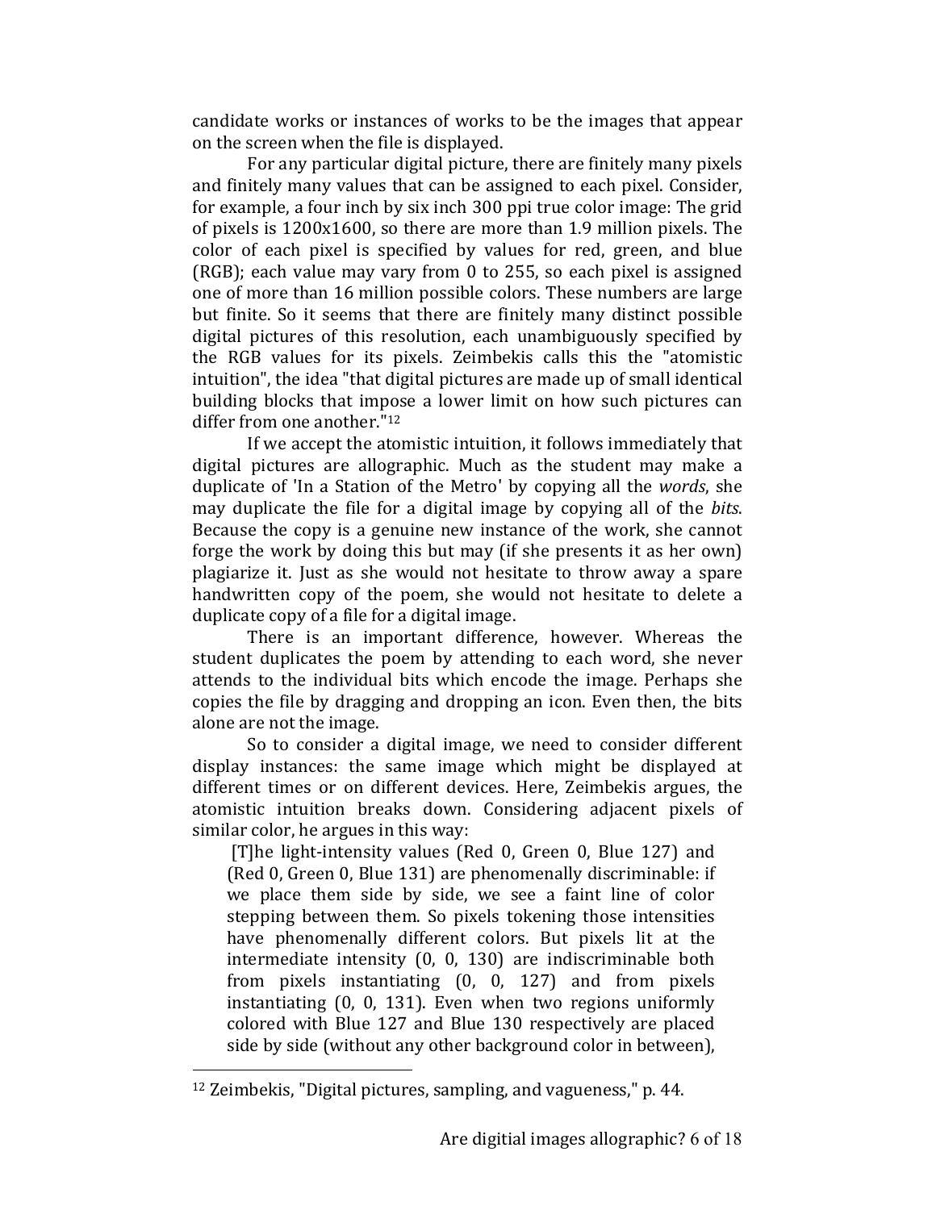candidate works or instances of works to be the images that appear on the screen when the file is displayed.

For any particular digital picture, there are finitely many pixels and finitely many values that can be assigned to each pixel. Consider, for example, a four inch by six inch 300 ppi true color image: The grid of pixels is 1200x1600, so there are more than 1.9 million pixels. The color of each pixel is specified by values for red, green, and blue (RGB); each value may vary from 0 to 255, so each pixel is assigned one of more than 16 million possible colors. These numbers are large but finite. So it seems that there are finitely many distinct possible digital pictures of this resolution, each unambiguously specified by the RGB values for its pixels. Zeimbekis calls this the "atomistic intuition", the idea "that digital pictures are made up of small identical building blocks that impose a lower limit on how such pictures can differ from one another."[12]

If we accept the atomistic intuition, it follows immediately that digital pictures are allographic. Much as the student may make a duplicate of 'In a Station of the Metro' by copying all the *words*, she may duplicate the file for a digital image by copying all of the *bits*. Because the copy is a genuine new instance of the work, she cannot forge the work by doing this but may (if she presents it as her own) plagiarize it. Just as she would not hesitate to throw away a spare handwritten copy of the poem, she would not hesitate to delete a duplicate copy of a file for a digital image.

There is an important difference, however. Whereas the student duplicates the poem by attending to each word, she never attends to the individual bits which encode the image. Perhaps she copies the file by dragging and dropping an icon. Even then, the bits alone are not the image.

So to consider a digital image, we need to consider different display instances: the same image which might be displayed at different times or on different devices. Here, Zeimbekis argues, the atomistic intuition breaks down. Considering adjacent pixels of similar color, he argues in this way:

> [T]he light-intensity values (Red 0, Green 0, Blue 127) and (Red 0, Green 0, Blue 131) are phenomenally discriminable: if we place them side by side, we see a faint line of color stepping between them. So pixels tokening those intensities have phenomenally different colors. But pixels lit at the intermediate intensity (0, 0, 130) are indiscriminable both from pixels instantiating (0, 0, 127) and from pixels instantiating (0, 0, 131). Even when two regions uniformly colored with Blue 127 and Blue 130 respectively are placed side by side (without any other background color in between),

---

[12] Zeimbekis, "Digital pictures, sampling, and vagueness," p. 44.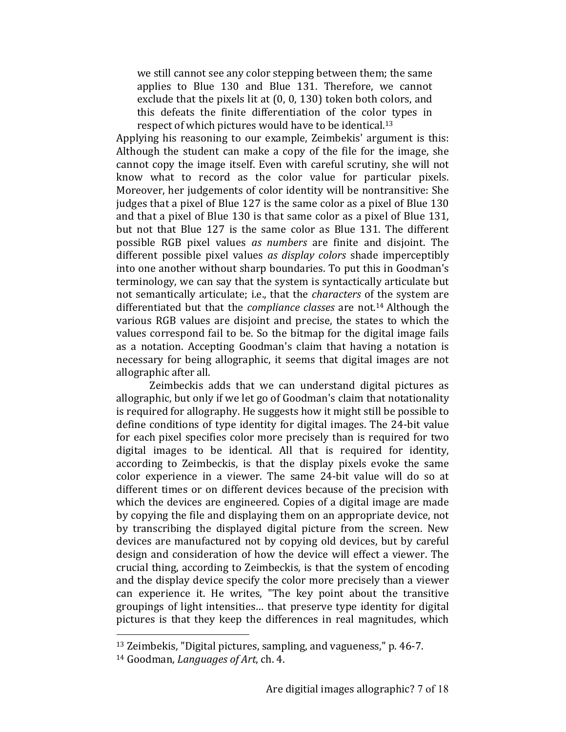> we still cannot see any color stepping between them; the same applies to Blue 130 and Blue 131. Therefore, we cannot exclude that the pixels lit at (0, 0, 130) token both colors, and this defeats the finite differentiation of the color types in respect of which pictures would have to be identical.[13]

Applying his reasoning to our example, Zeimbekis' argument is this: Although the student can make a copy of the file for the image, she cannot copy the image itself. Even with careful scrutiny, she will not know what to record as the color value for particular pixels. Moreover, her judgements of color identity will be nontransitive: She judges that a pixel of Blue 127 is the same color as a pixel of Blue 130 and that a pixel of Blue 130 is that same color as a pixel of Blue 131, but not that Blue 127 is the same color as Blue 131. The different possible RGB pixel values *as numbers* are finite and disjoint. The different possible pixel values *as display colors* shade imperceptibly into one another without sharp boundaries. To put this in Goodman's terminology, we can say that the system is syntactically articulate but not semantically articulate; i.e., that the *characters* of the system are differentiated but that the *compliance classes* are not.[14] Although the various RGB values are disjoint and precise, the states to which the values correspond fail to be. So the bitmap for the digital image fails as a notation. Accepting Goodman's claim that having a notation is necessary for being allographic, it seems that digital images are not allographic after all.

Zeimbeckis adds that we can understand digital pictures as allographic, but only if we let go of Goodman's claim that notationality is required for allography. He suggests how it might still be possible to define conditions of type identity for digital images. The 24-bit value for each pixel specifies color more precisely than is required for two digital images to be identical. All that is required for identity, according to Zeimbeckis, is that the display pixels evoke the same color experience in a viewer. The same 24-bit value will do so at different times or on different devices because of the precision with which the devices are engineered. Copies of a digital image are made by copying the file and displaying them on an appropriate device, not by transcribing the displayed digital picture from the screen. New devices are manufactured not by copying old devices, but by careful design and consideration of how the device will effect a viewer. The crucial thing, according to Zeimbeckis, is that the system of encoding and the display device specify the color more precisely than a viewer can experience it. He writes, "The key point about the transitive groupings of light intensities… that preserve type identity for digital pictures is that they keep the differences in real magnitudes, which

---

[13] Zeimbekis, "Digital pictures, sampling, and vagueness," p. 46-7.

[14] Goodman, *Languages of Art*, ch. 4.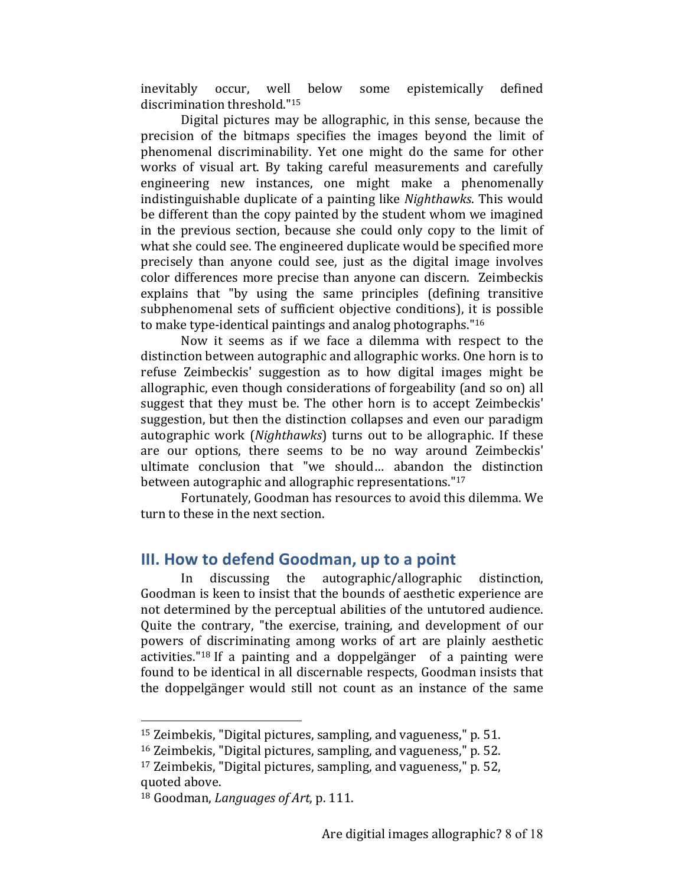inevitably occur, well below some epistemically defined discrimination threshold."[15]

Digital pictures may be allographic, in this sense, because the precision of the bitmaps specifies the images beyond the limit of phenomenal discriminability. Yet one might do the same for other works of visual art. By taking careful measurements and carefully engineering new instances, one might make a phenomenally indistinguishable duplicate of a painting like *Nighthawks*. This would be different than the copy painted by the student whom we imagined in the previous section, because she could only copy to the limit of what she could see. The engineered duplicate would be specified more precisely than anyone could see, just as the digital image involves color differences more precise than anyone can discern. Zeimbeckis explains that "by using the same principles (defining transitive subphenomenal sets of sufficient objective conditions), it is possible to make type-identical paintings and analog photographs."[16]

Now it seems as if we face a dilemma with respect to the distinction between autographic and allographic works. One horn is to refuse Zeimbeckis' suggestion as to how digital images might be allographic, even though considerations of forgeability (and so on) all suggest that they must be. The other horn is to accept Zeimbeckis' suggestion, but then the distinction collapses and even our paradigm autographic work (*Nighthawks*) turns out to be allographic. If these are our options, there seems to be no way around Zeimbeckis' ultimate conclusion that "we should… abandon the distinction between autographic and allographic representations."[17]

Fortunately, Goodman has resources to avoid this dilemma. We turn to these in the next section.

## III. How to defend Goodman, up to a point

In discussing the autographic/allographic distinction, Goodman is keen to insist that the bounds of aesthetic experience are not determined by the perceptual abilities of the untutored audience. Quite the contrary, "the exercise, training, and development of our powers of discriminating among works of art are plainly aesthetic activities."[18] If a painting and a doppelgänger of a painting were found to be identical in all discernable respects, Goodman insists that the doppelgänger would still not count as an instance of the same

---

[15] Zeimbekis, "Digital pictures, sampling, and vagueness," p. 51.

[16] Zeimbekis, "Digital pictures, sampling, and vagueness," p. 52.

[17] Zeimbekis, "Digital pictures, sampling, and vagueness," p. 52, quoted above.

[18] Goodman, *Languages of Art*, p. 111.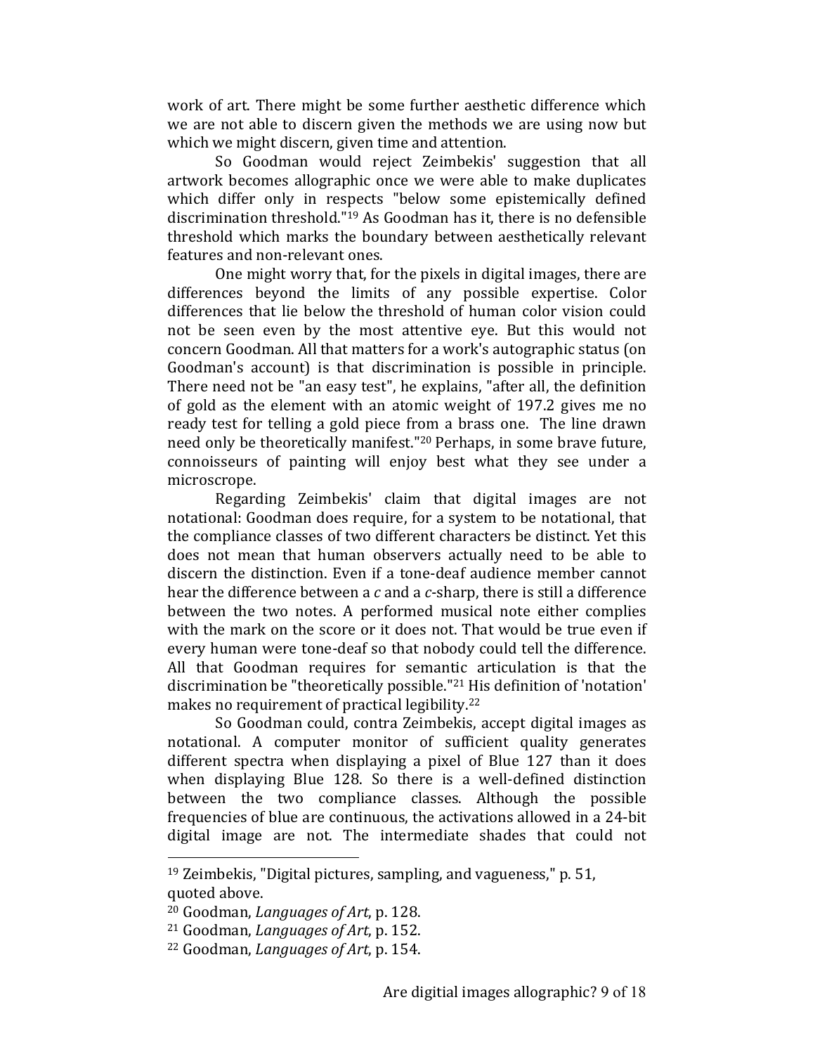work of art. There might be some further aesthetic difference which we are not able to discern given the methods we are using now but which we might discern, given time and attention.

So Goodman would reject Zeimbekis' suggestion that all artwork becomes allographic once we were able to make duplicates which differ only in respects "below some epistemically defined discrimination threshold."[19] As Goodman has it, there is no defensible threshold which marks the boundary between aesthetically relevant features and non-relevant ones.

One might worry that, for the pixels in digital images, there are differences beyond the limits of any possible expertise. Color differences that lie below the threshold of human color vision could not be seen even by the most attentive eye. But this would not concern Goodman. All that matters for a work's autographic status (on Goodman's account) is that discrimination is possible in principle. There need not be "an easy test", he explains, "after all, the definition of gold as the element with an atomic weight of 197.2 gives me no ready test for telling a gold piece from a brass one. The line drawn need only be theoretically manifest."[20] Perhaps, in some brave future, connoisseurs of painting will enjoy best what they see under a microscrope.

Regarding Zeimbekis' claim that digital images are not notational: Goodman does require, for a system to be notational, that the compliance classes of two different characters be distinct. Yet this does not mean that human observers actually need to be able to discern the distinction. Even if a tone-deaf audience member cannot hear the difference between a *c* and a *c*-sharp, there is still a difference between the two notes. A performed musical note either complies with the mark on the score or it does not. That would be true even if every human were tone-deaf so that nobody could tell the difference. All that Goodman requires for semantic articulation is that the discrimination be "theoretically possible."[21] His definition of 'notation' makes no requirement of practical legibility.[22]

So Goodman could, contra Zeimbekis, accept digital images as notational. A computer monitor of sufficient quality generates different spectra when displaying a pixel of Blue 127 than it does when displaying Blue 128. So there is a well-defined distinction between the two compliance classes. Although the possible frequencies of blue are continuous, the activations allowed in a 24-bit digital image are not. The intermediate shades that could not

---

[19] Zeimbekis, "Digital pictures, sampling, and vagueness," p. 51, quoted above.

[20] Goodman, *Languages of Art*, p. 128.

[21] Goodman, *Languages of Art*, p. 152.

[22] Goodman, *Languages of Art*, p. 154.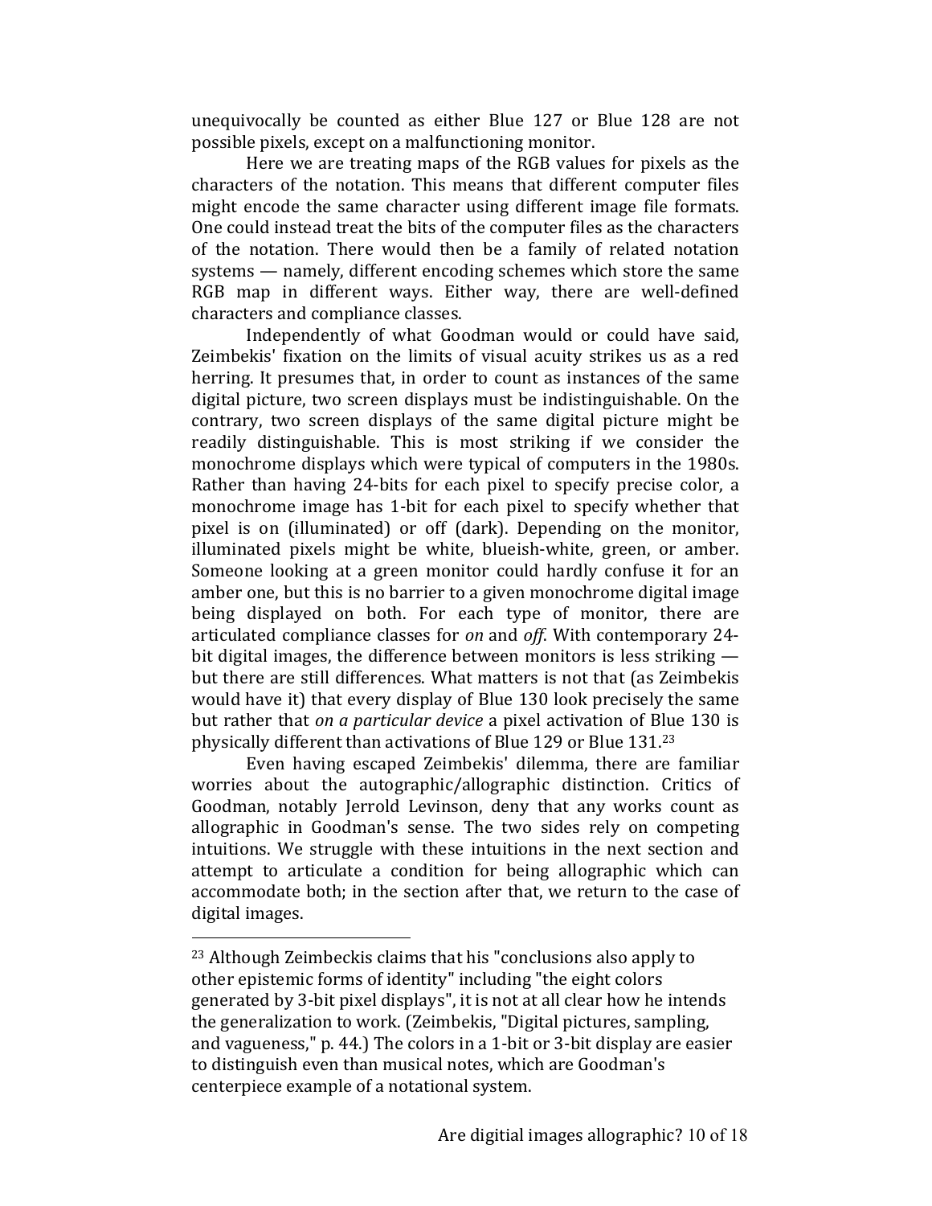unequivocally be counted as either Blue 127 or Blue 128 are not possible pixels, except on a malfunctioning monitor.

Here we are treating maps of the RGB values for pixels as the characters of the notation. This means that different computer files might encode the same character using different image file formats. One could instead treat the bits of the computer files as the characters of the notation. There would then be a family of related notation systems — namely, different encoding schemes which store the same RGB map in different ways. Either way, there are well-defined characters and compliance classes.

Independently of what Goodman would or could have said, Zeimbekis' fixation on the limits of visual acuity strikes us as a red herring. It presumes that, in order to count as instances of the same digital picture, two screen displays must be indistinguishable. On the contrary, two screen displays of the same digital picture might be readily distinguishable. This is most striking if we consider the monochrome displays which were typical of computers in the 1980s. Rather than having 24-bits for each pixel to specify precise color, a monochrome image has 1-bit for each pixel to specify whether that pixel is on (illuminated) or off (dark). Depending on the monitor, illuminated pixels might be white, blueish-white, green, or amber. Someone looking at a green monitor could hardly confuse it for an amber one, but this is no barrier to a given monochrome digital image being displayed on both. For each type of monitor, there are articulated compliance classes for *on* and *off*. With contemporary 24-bit digital images, the difference between monitors is less striking — but there are still differences. What matters is not that (as Zeimbekis would have it) that every display of Blue 130 look precisely the same but rather that *on a particular device* a pixel activation of Blue 130 is physically different than activations of Blue 129 or Blue 131.[23]

Even having escaped Zeimbekis' dilemma, there are familiar worries about the autographic/allographic distinction. Critics of Goodman, notably Jerrold Levinson, deny that any works count as allographic in Goodman's sense. The two sides rely on competing intuitions. We struggle with these intuitions in the next section and attempt to articulate a condition for being allographic which can accommodate both; in the section after that, we return to the case of digital images.

---

[23] Although Zeimbeckis claims that his "conclusions also apply to other epistemic forms of identity" including "the eight colors generated by 3-bit pixel displays", it is not at all clear how he intends the generalization to work. (Zeimbekis, "Digital pictures, sampling, and vagueness," p. 44.) The colors in a 1-bit or 3-bit display are easier to distinguish even than musical notes, which are Goodman's centerpiece example of a notational system.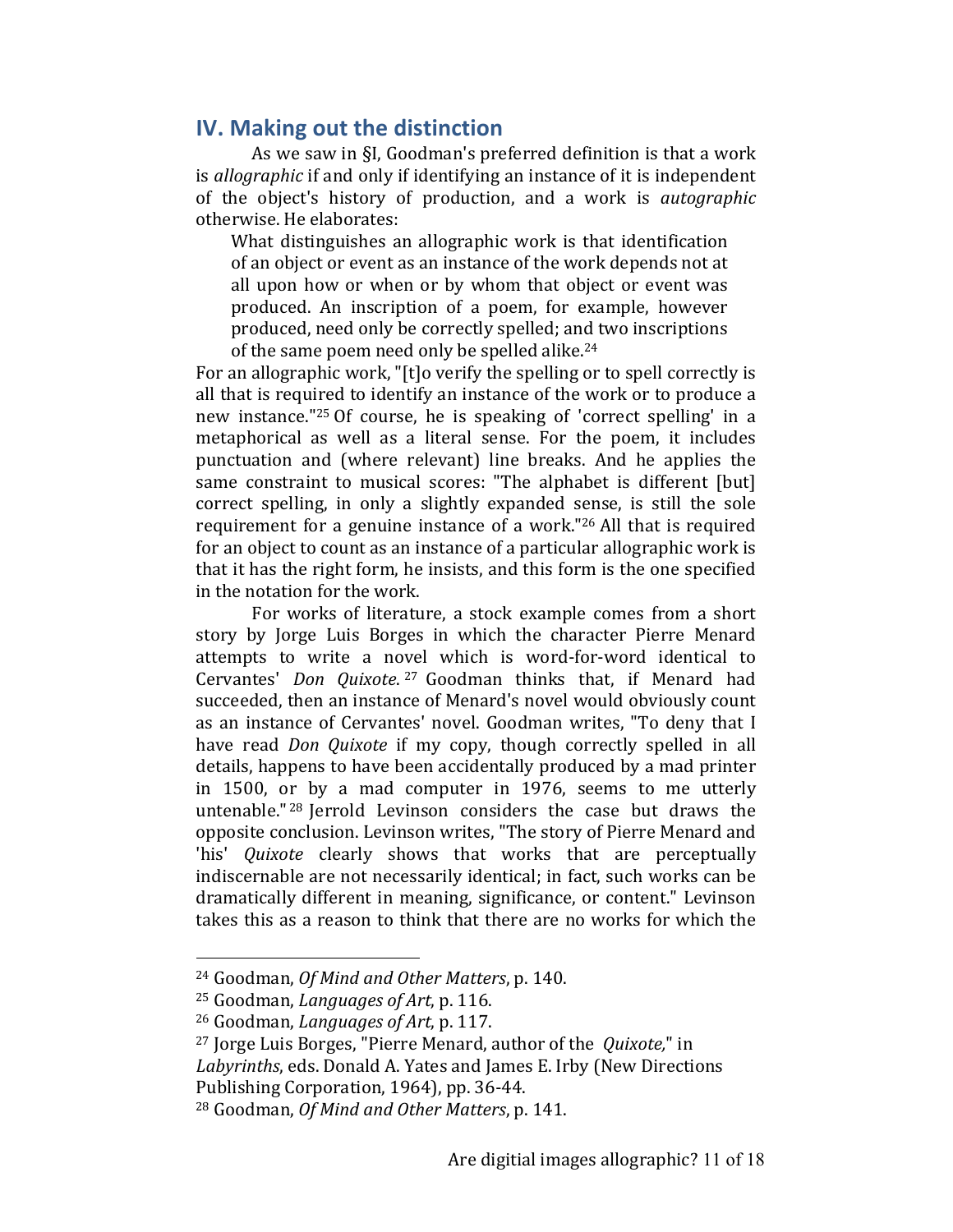## IV. Making out the distinction

As we saw in §I, Goodman's preferred definition is that a work is *allographic* if and only if identifying an instance of it is independent of the object's history of production, and a work is *autographic* otherwise. He elaborates:

> What distinguishes an allographic work is that identification of an object or event as an instance of the work depends not at all upon how or when or by whom that object or event was produced. An inscription of a poem, for example, however produced, need only be correctly spelled; and two inscriptions of the same poem need only be spelled alike.[24]

For an allographic work, "[t]o verify the spelling or to spell correctly is all that is required to identify an instance of the work or to produce a new instance."[25] Of course, he is speaking of 'correct spelling' in a metaphorical as well as a literal sense. For the poem, it includes punctuation and (where relevant) line breaks. And he applies the same constraint to musical scores: "The alphabet is different [but] correct spelling, in only a slightly expanded sense, is still the sole requirement for a genuine instance of a work."[26] All that is required for an object to count as an instance of a particular allographic work is that it has the right form, he insists, and this form is the one specified in the notation for the work.

For works of literature, a stock example comes from a short story by Jorge Luis Borges in which the character Pierre Menard attempts to write a novel which is word-for-word identical to Cervantes' *Don Quixote*.[27] Goodman thinks that, if Menard had succeeded, then an instance of Menard's novel would obviously count as an instance of Cervantes' novel. Goodman writes, "To deny that I have read *Don Quixote* if my copy, though correctly spelled in all details, happens to have been accidentally produced by a mad printer in 1500, or by a mad computer in 1976, seems to me utterly untenable."[28] Jerrold Levinson considers the case but draws the opposite conclusion. Levinson writes, "The story of Pierre Menard and 'his' *Quixote* clearly shows that works that are perceptually indiscernable are not necessarily identical; in fact, such works can be dramatically different in meaning, significance, or content." Levinson takes this as a reason to think that there are no works for which the

---

[24] Goodman, *Of Mind and Other Matters*, p. 140.

[25] Goodman, *Languages of Art*, p. 116.

[26] Goodman, *Languages of Art*, p. 117.

[27] Jorge Luis Borges, "Pierre Menard, author of the *Quixote,*" in *Labyrinths*, eds. Donald A. Yates and James E. Irby (New Directions Publishing Corporation, 1964), pp. 36-44.

[28] Goodman, *Of Mind and Other Matters*, p. 141.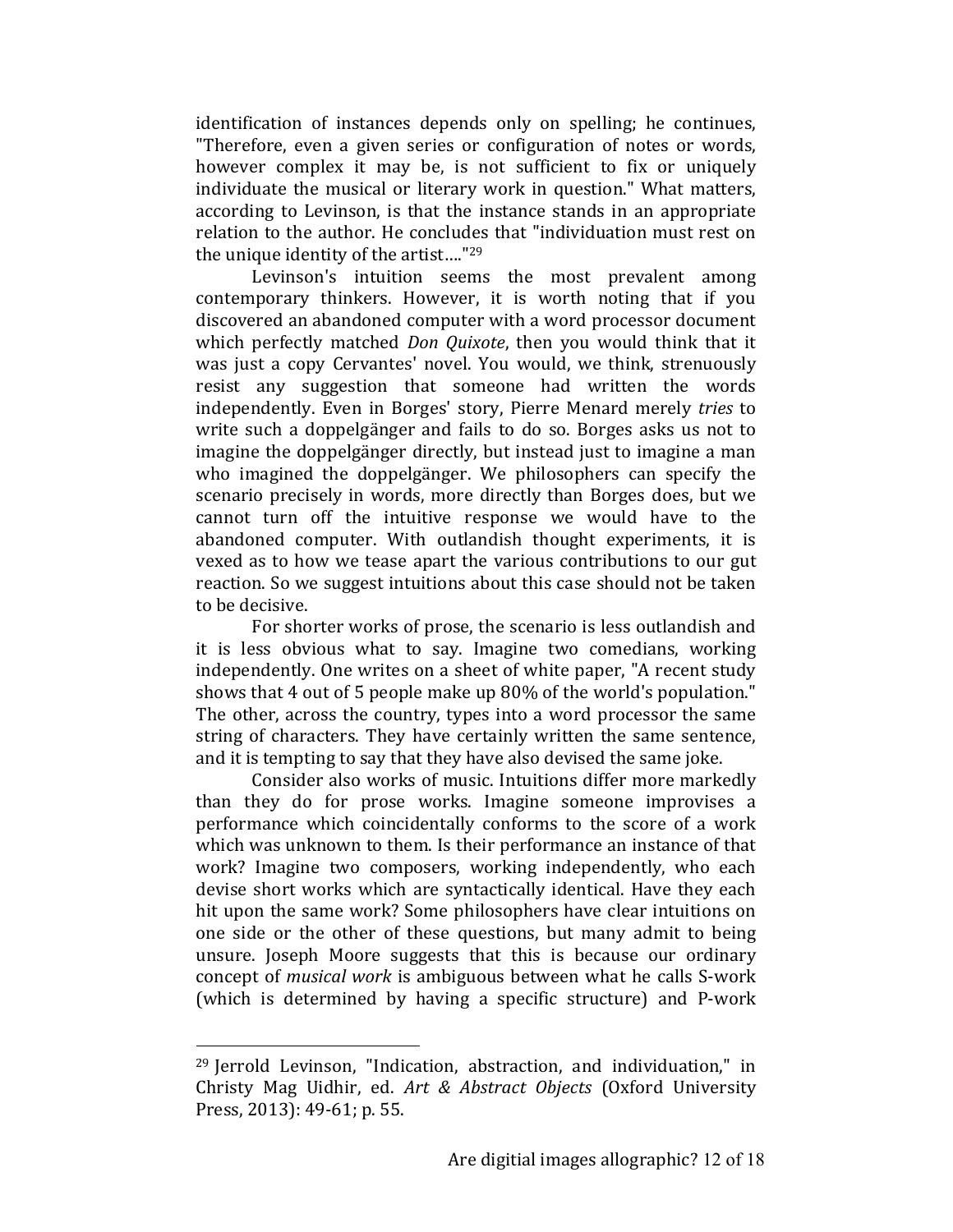identification of instances depends only on spelling; he continues, "Therefore, even a given series or configuration of notes or words, however complex it may be, is not sufficient to fix or uniquely individuate the musical or literary work in question." What matters, according to Levinson, is that the instance stands in an appropriate relation to the author. He concludes that "individuation must rest on the unique identity of the artist…."[29]

Levinson's intuition seems the most prevalent among contemporary thinkers. However, it is worth noting that if you discovered an abandoned computer with a word processor document which perfectly matched *Don Quixote*, then you would think that it was just a copy Cervantes' novel. You would, we think, strenuously resist any suggestion that someone had written the words independently. Even in Borges' story, Pierre Menard merely *tries* to write such a doppelgänger and fails to do so. Borges asks us not to imagine the doppelgänger directly, but instead just to imagine a man who imagined the doppelgänger. We philosophers can specify the scenario precisely in words, more directly than Borges does, but we cannot turn off the intuitive response we would have to the abandoned computer. With outlandish thought experiments, it is vexed as to how we tease apart the various contributions to our gut reaction. So we suggest intuitions about this case should not be taken to be decisive.

For shorter works of prose, the scenario is less outlandish and it is less obvious what to say. Imagine two comedians, working independently. One writes on a sheet of white paper, "A recent study shows that 4 out of 5 people make up 80% of the world's population." The other, across the country, types into a word processor the same string of characters. They have certainly written the same sentence, and it is tempting to say that they have also devised the same joke.

Consider also works of music. Intuitions differ more markedly than they do for prose works. Imagine someone improvises a performance which coincidentally conforms to the score of a work which was unknown to them. Is their performance an instance of that work? Imagine two composers, working independently, who each devise short works which are syntactically identical. Have they each hit upon the same work? Some philosophers have clear intuitions on one side or the other of these questions, but many admit to being unsure. Joseph Moore suggests that this is because our ordinary concept of *musical work* is ambiguous between what he calls S-work (which is determined by having a specific structure) and P-work

---

[29] Jerrold Levinson, "Indication, abstraction, and individuation," in Christy Mag Uidhir, ed. *Art & Abstract Objects* (Oxford University Press, 2013): 49-61; p. 55.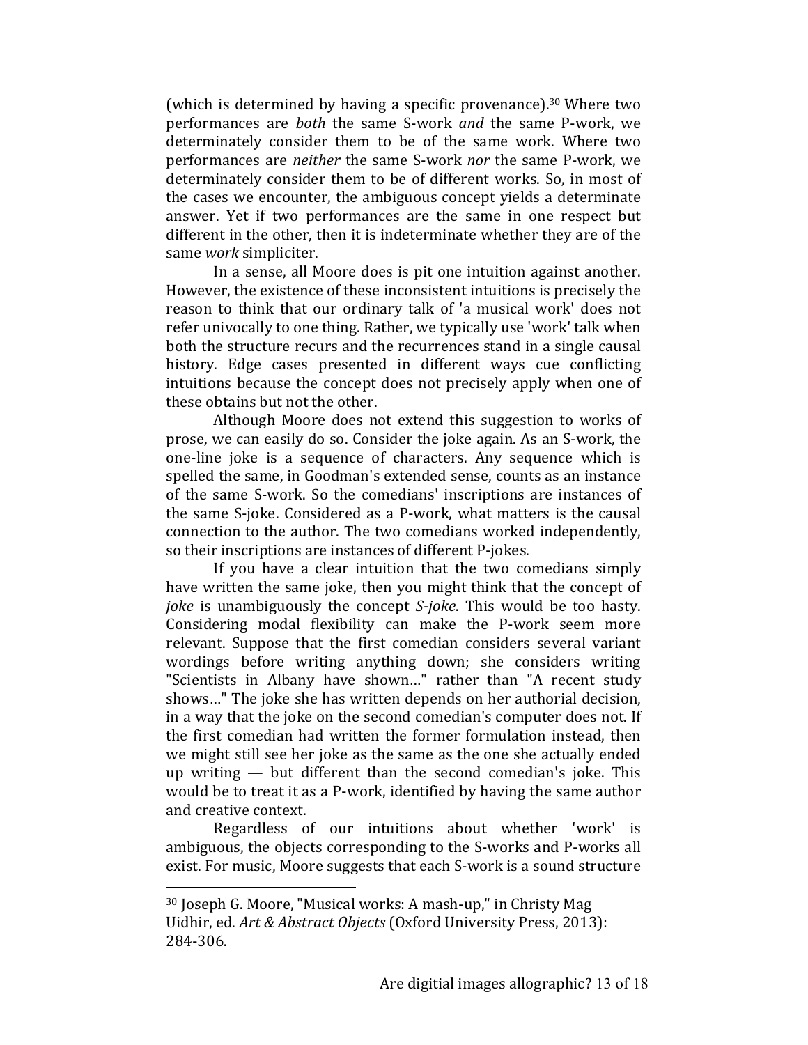(which is determined by having a specific provenance).[30] Where two performances are *both* the same S-work *and* the same P-work, we determinately consider them to be of the same work. Where two performances are *neither* the same S-work *nor* the same P-work, we determinately consider them to be of different works. So, in most of the cases we encounter, the ambiguous concept yields a determinate answer. Yet if two performances are the same in one respect but different in the other, then it is indeterminate whether they are of the same *work* simpliciter.

In a sense, all Moore does is pit one intuition against another. However, the existence of these inconsistent intuitions is precisely the reason to think that our ordinary talk of 'a musical work' does not refer univocally to one thing. Rather, we typically use 'work' talk when both the structure recurs and the recurrences stand in a single causal history. Edge cases presented in different ways cue conflicting intuitions because the concept does not precisely apply when one of these obtains but not the other.

Although Moore does not extend this suggestion to works of prose, we can easily do so. Consider the joke again. As an S-work, the one-line joke is a sequence of characters. Any sequence which is spelled the same, in Goodman's extended sense, counts as an instance of the same S-work. So the comedians' inscriptions are instances of the same S-joke. Considered as a P-work, what matters is the causal connection to the author. The two comedians worked independently, so their inscriptions are instances of different P-jokes.

If you have a clear intuition that the two comedians simply have written the same joke, then you might think that the concept of *joke* is unambiguously the concept *S-joke*. This would be too hasty. Considering modal flexibility can make the P-work seem more relevant. Suppose that the first comedian considers several variant wordings before writing anything down; she considers writing "Scientists in Albany have shown…" rather than "A recent study shows…" The joke she has written depends on her authorial decision, in a way that the joke on the second comedian's computer does not. If the first comedian had written the former formulation instead, then we might still see her joke as the same as the one she actually ended up writing — but different than the second comedian's joke. This would be to treat it as a P-work, identified by having the same author and creative context.

Regardless of our intuitions about whether 'work' is ambiguous, the objects corresponding to the S-works and P-works all exist. For music, Moore suggests that each S-work is a sound structure

---

[30] Joseph G. Moore, "Musical works: A mash-up," in Christy Mag Uidhir, ed. *Art & Abstract Objects* (Oxford University Press, 2013): 284-306.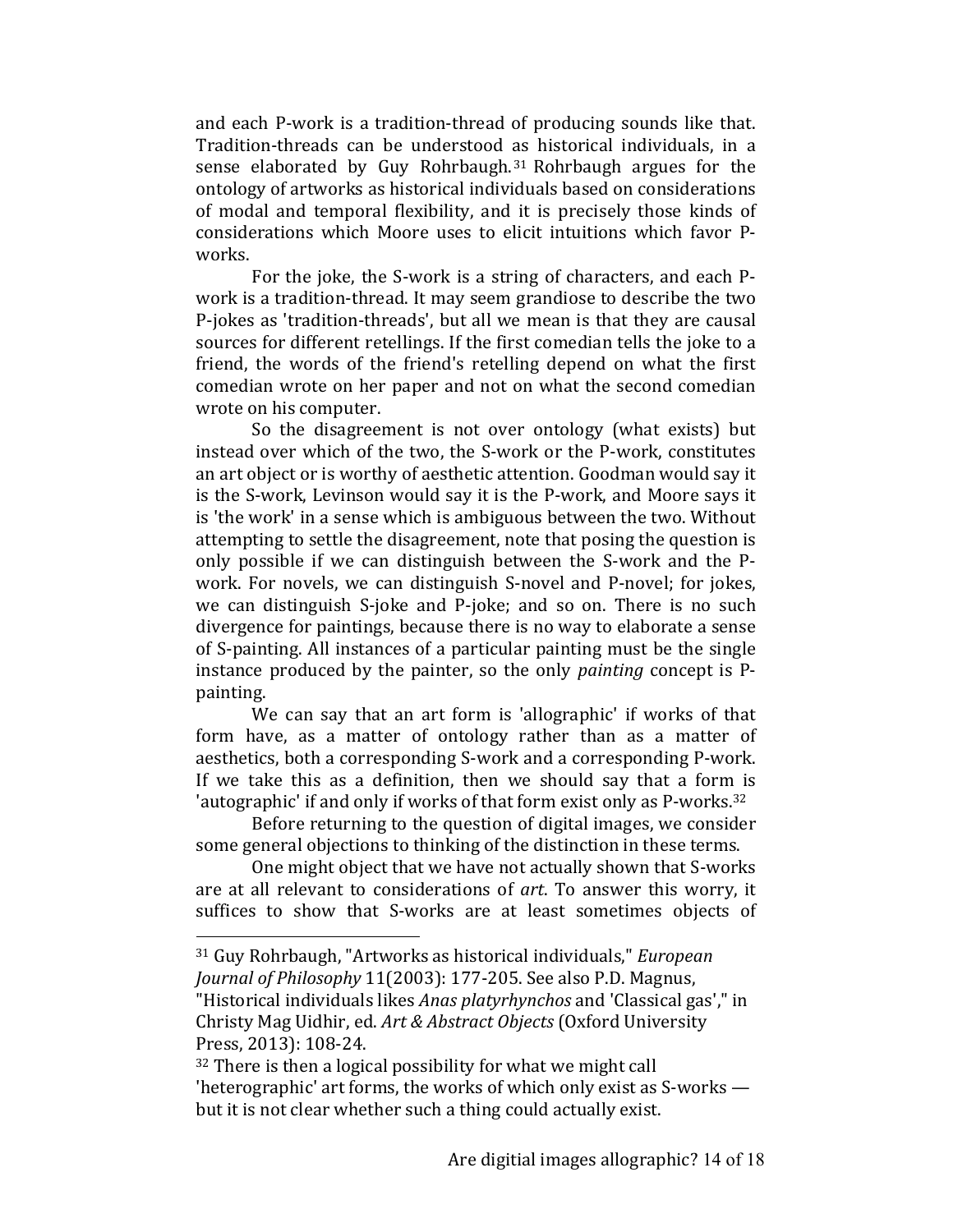and each P-work is a tradition-thread of producing sounds like that. Tradition-threads can be understood as historical individuals, in a sense elaborated by Guy Rohrbaugh.[31] Rohrbaugh argues for the ontology of artworks as historical individuals based on considerations of modal and temporal flexibility, and it is precisely those kinds of considerations which Moore uses to elicit intuitions which favor P-works.

For the joke, the S-work is a string of characters, and each P-work is a tradition-thread. It may seem grandiose to describe the two P-jokes as 'tradition-threads', but all we mean is that they are causal sources for different retellings. If the first comedian tells the joke to a friend, the words of the friend's retelling depend on what the first comedian wrote on her paper and not on what the second comedian wrote on his computer.

So the disagreement is not over ontology (what exists) but instead over which of the two, the S-work or the P-work, constitutes an art object or is worthy of aesthetic attention. Goodman would say it is the S-work, Levinson would say it is the P-work, and Moore says it is 'the work' in a sense which is ambiguous between the two. Without attempting to settle the disagreement, note that posing the question is only possible if we can distinguish between the S-work and the P-work. For novels, we can distinguish S-novel and P-novel; for jokes, we can distinguish S-joke and P-joke; and so on. There is no such divergence for paintings, because there is no way to elaborate a sense of S-painting. All instances of a particular painting must be the single instance produced by the painter, so the only *painting* concept is P-painting.

We can say that an art form is 'allographic' if works of that form have, as a matter of ontology rather than as a matter of aesthetics, both a corresponding S-work and a corresponding P-work. If we take this as a definition, then we should say that a form is 'autographic' if and only if works of that form exist only as P-works.[32]

Before returning to the question of digital images, we consider some general objections to thinking of the distinction in these terms.

One might object that we have not actually shown that S-works are at all relevant to considerations of *art*. To answer this worry, it suffices to show that S-works are at least sometimes objects of

---

[31] Guy Rohrbaugh, "Artworks as historical individuals," *European Journal of Philosophy* 11(2003): 177-205. See also P.D. Magnus, "Historical individuals likes *Anas platyrhynchos* and 'Classical gas'," in Christy Mag Uidhir, ed. *Art & Abstract Objects* (Oxford University Press, 2013): 108-24.

[32] There is then a logical possibility for what we might call 'heterographic' art forms, the works of which only exist as S-works — but it is not clear whether such a thing could actually exist.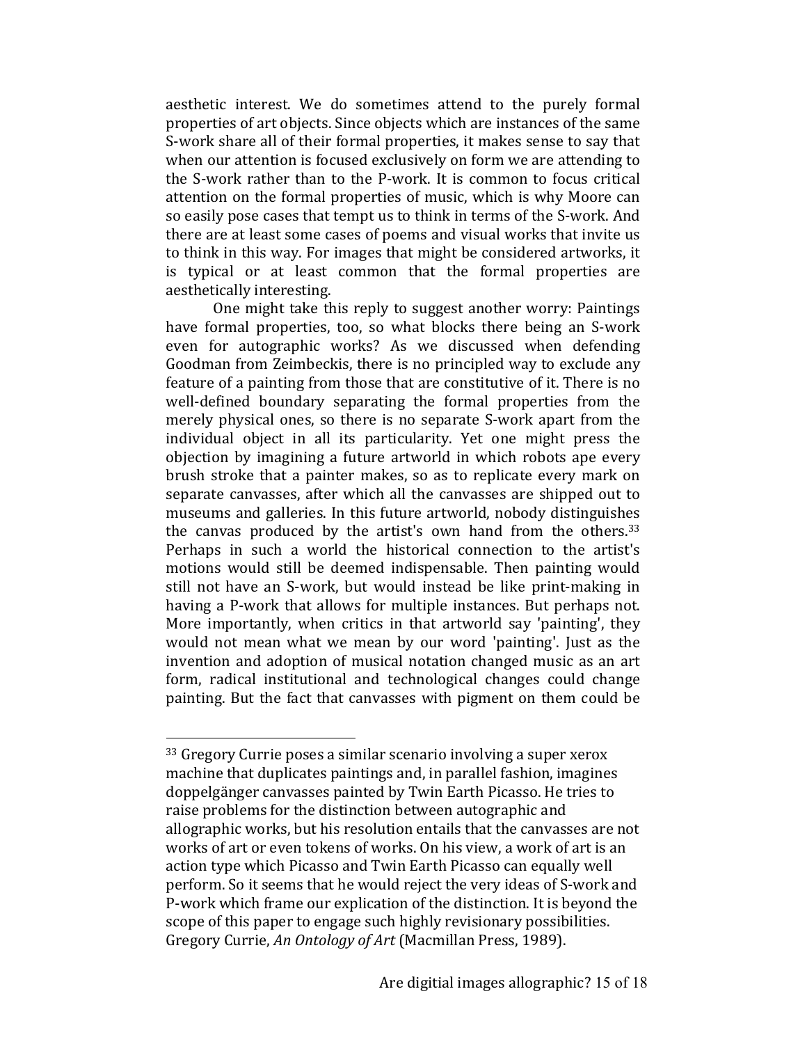aesthetic interest. We do sometimes attend to the purely formal properties of art objects. Since objects which are instances of the same S-work share all of their formal properties, it makes sense to say that when our attention is focused exclusively on form we are attending to the S-work rather than to the P-work. It is common to focus critical attention on the formal properties of music, which is why Moore can so easily pose cases that tempt us to think in terms of the S-work. And there are at least some cases of poems and visual works that invite us to think in this way. For images that might be considered artworks, it is typical or at least common that the formal properties are aesthetically interesting.

One might take this reply to suggest another worry: Paintings have formal properties, too, so what blocks there being an S-work even for autographic works? As we discussed when defending Goodman from Zeimbeckis, there is no principled way to exclude any feature of a painting from those that are constitutive of it. There is no well-defined boundary separating the formal properties from the merely physical ones, so there is no separate S-work apart from the individual object in all its particularity. Yet one might press the objection by imagining a future artworld in which robots ape every brush stroke that a painter makes, so as to replicate every mark on separate canvasses, after which all the canvasses are shipped out to museums and galleries. In this future artworld, nobody distinguishes the canvas produced by the artist's own hand from the others.[33] Perhaps in such a world the historical connection to the artist's motions would still be deemed indispensable. Then painting would still not have an S-work, but would instead be like print-making in having a P-work that allows for multiple instances. But perhaps not. More importantly, when critics in that artworld say 'painting', they would not mean what we mean by our word 'painting'. Just as the invention and adoption of musical notation changed music as an art form, radical institutional and technological changes could change painting. But the fact that canvasses with pigment on them could be

---

[33] Gregory Currie poses a similar scenario involving a super xerox machine that duplicates paintings and, in parallel fashion, imagines doppelgänger canvasses painted by Twin Earth Picasso. He tries to raise problems for the distinction between autographic and allographic works, but his resolution entails that the canvasses are not works of art or even tokens of works. On his view, a work of art is an action type which Picasso and Twin Earth Picasso can equally well perform. So it seems that he would reject the very ideas of S-work and P-work which frame our explication of the distinction. It is beyond the scope of this paper to engage such highly revisionary possibilities. Gregory Currie, *An Ontology of Art* (Macmillan Press, 1989).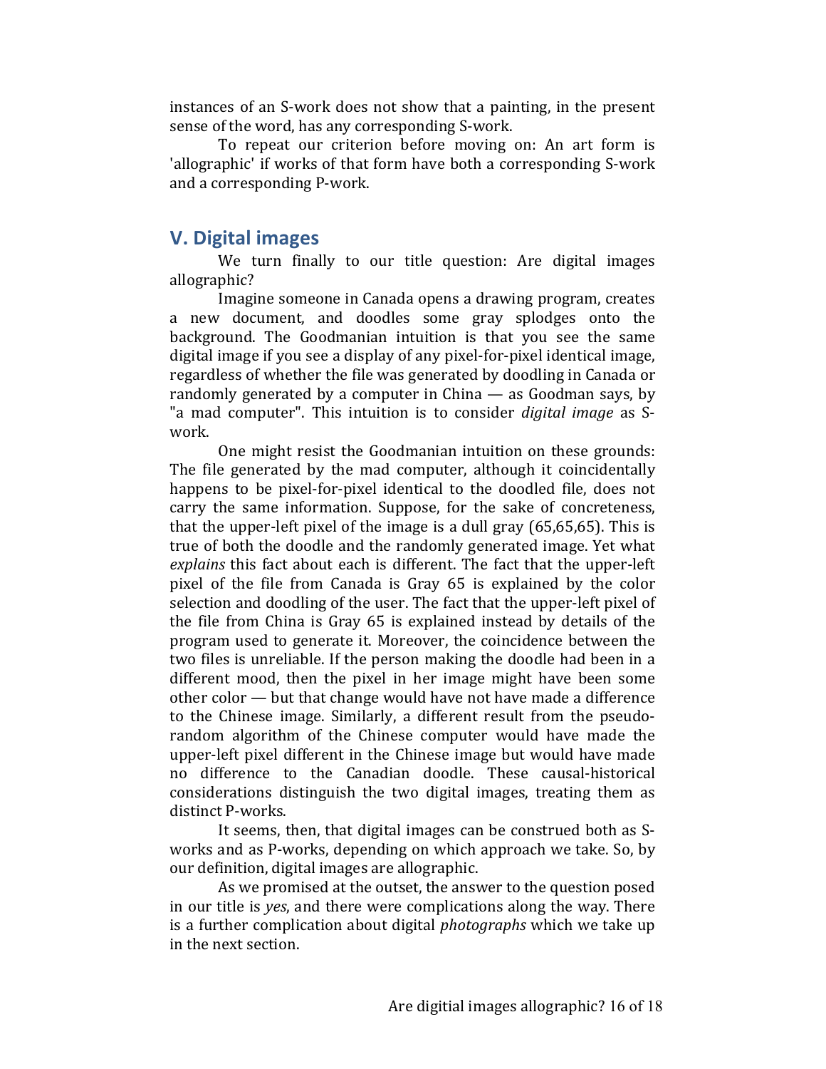instances of an S-work does not show that a painting, in the present sense of the word, has any corresponding S-work.

To repeat our criterion before moving on: An art form is 'allographic' if works of that form have both a corresponding S-work and a corresponding P-work.

## V. Digital images

We turn finally to our title question: Are digital images allographic?

Imagine someone in Canada opens a drawing program, creates a new document, and doodles some gray splodges onto the background. The Goodmanian intuition is that you see the same digital image if you see a display of any pixel-for-pixel identical image, regardless of whether the file was generated by doodling in Canada or randomly generated by a computer in China — as Goodman says, by "a mad computer". This intuition is to consider *digital image* as S-work.

One might resist the Goodmanian intuition on these grounds: The file generated by the mad computer, although it coincidentally happens to be pixel-for-pixel identical to the doodled file, does not carry the same information. Suppose, for the sake of concreteness, that the upper-left pixel of the image is a dull gray (65,65,65). This is true of both the doodle and the randomly generated image. Yet what *explains* this fact about each is different. The fact that the upper-left pixel of the file from Canada is Gray 65 is explained by the color selection and doodling of the user. The fact that the upper-left pixel of the file from China is Gray 65 is explained instead by details of the program used to generate it. Moreover, the coincidence between the two files is unreliable. If the person making the doodle had been in a different mood, then the pixel in her image might have been some other color — but that change would have not have made a difference to the Chinese image. Similarly, a different result from the pseudo-random algorithm of the Chinese computer would have made the upper-left pixel different in the Chinese image but would have made no difference to the Canadian doodle. These causal-historical considerations distinguish the two digital images, treating them as distinct P-works.

It seems, then, that digital images can be construed both as S-works and as P-works, depending on which approach we take. So, by our definition, digital images are allographic.

As we promised at the outset, the answer to the question posed in our title is *yes*, and there were complications along the way. There is a further complication about digital *photographs* which we take up in the next section.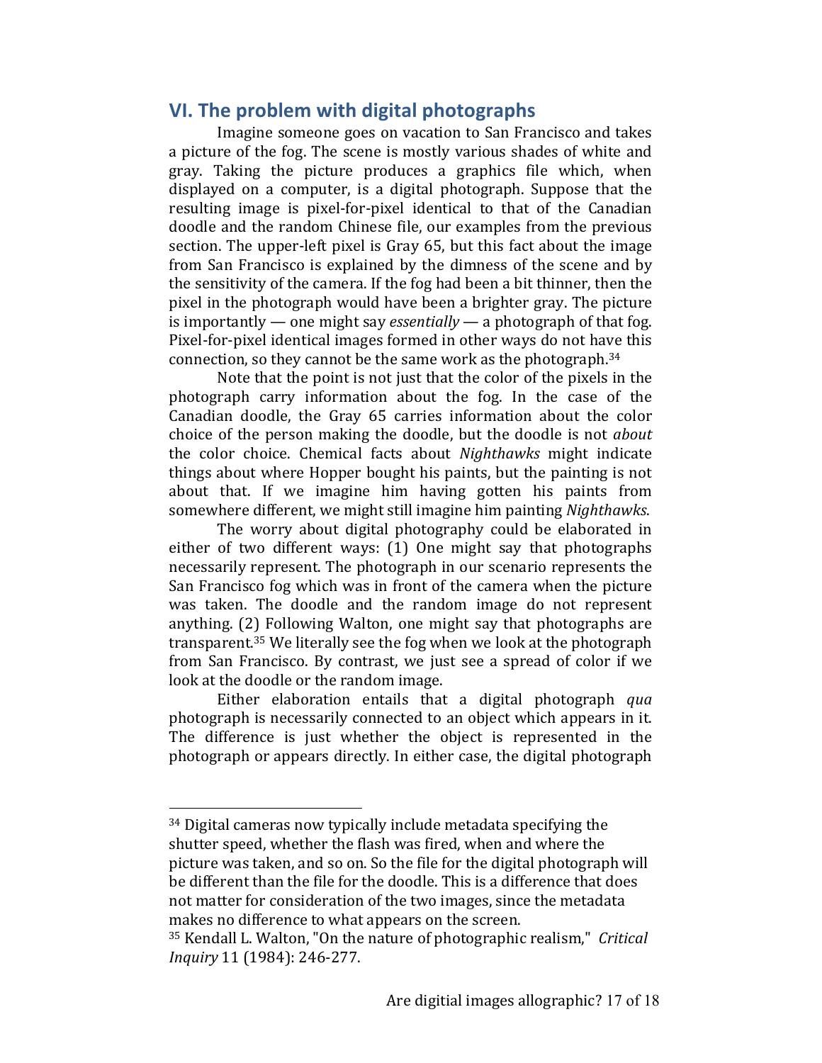## VI. The problem with digital photographs

Imagine someone goes on vacation to San Francisco and takes a picture of the fog. The scene is mostly various shades of white and gray. Taking the picture produces a graphics file which, when displayed on a computer, is a digital photograph. Suppose that the resulting image is pixel-for-pixel identical to that of the Canadian doodle and the random Chinese file, our examples from the previous section. The upper-left pixel is Gray 65, but this fact about the image from San Francisco is explained by the dimness of the scene and by the sensitivity of the camera. If the fog had been a bit thinner, then the pixel in the photograph would have been a brighter gray. The picture is importantly — one might say *essentially* — a photograph of that fog. Pixel-for-pixel identical images formed in other ways do not have this connection, so they cannot be the same work as the photograph.[34]

Note that the point is not just that the color of the pixels in the photograph carry information about the fog. In the case of the Canadian doodle, the Gray 65 carries information about the color choice of the person making the doodle, but the doodle is not *about* the color choice. Chemical facts about *Nighthawks* might indicate things about where Hopper bought his paints, but the painting is not about that. If we imagine him having gotten his paints from somewhere different, we might still imagine him painting *Nighthawks*.

The worry about digital photography could be elaborated in either of two different ways: (1) One might say that photographs necessarily represent. The photograph in our scenario represents the San Francisco fog which was in front of the camera when the picture was taken. The doodle and the random image do not represent anything. (2) Following Walton, one might say that photographs are transparent.[35] We literally see the fog when we look at the photograph from San Francisco. By contrast, we just see a spread of color if we look at the doodle or the random image.

Either elaboration entails that a digital photograph *qua* photograph is necessarily connected to an object which appears in it. The difference is just whether the object is represented in the photograph or appears directly. In either case, the digital photograph

---

[34] Digital cameras now typically include metadata specifying the shutter speed, whether the flash was fired, when and where the picture was taken, and so on. So the file for the digital photograph will be different than the file for the doodle. This is a difference that does not matter for consideration of the two images, since the metadata makes no difference to what appears on the screen.

[35] Kendall L. Walton, "On the nature of photographic realism," *Critical Inquiry* 11 (1984): 246-277.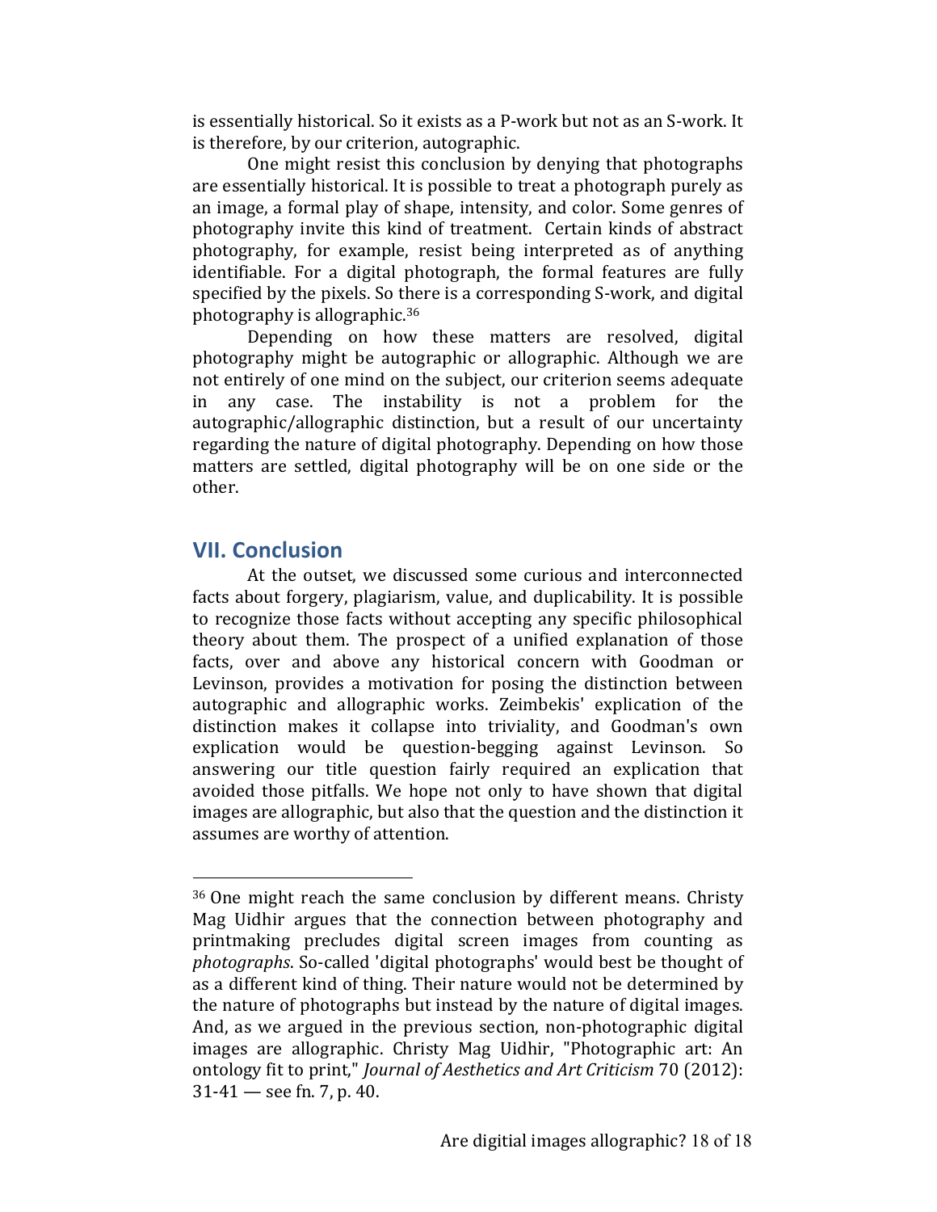is essentially historical. So it exists as a P-work but not as an S-work. It is therefore, by our criterion, autographic.

One might resist this conclusion by denying that photographs are essentially historical. It is possible to treat a photograph purely as an image, a formal play of shape, intensity, and color. Some genres of photography invite this kind of treatment. Certain kinds of abstract photography, for example, resist being interpreted as of anything identifiable. For a digital photograph, the formal features are fully specified by the pixels. So there is a corresponding S-work, and digital photography is allographic.[36]

Depending on how these matters are resolved, digital photography might be autographic or allographic. Although we are not entirely of one mind on the subject, our criterion seems adequate in any case. The instability is not a problem for the autographic/allographic distinction, but a result of our uncertainty regarding the nature of digital photography. Depending on how those matters are settled, digital photography will be on one side or the other.

## VII. Conclusion

At the outset, we discussed some curious and interconnected facts about forgery, plagiarism, value, and duplicability. It is possible to recognize those facts without accepting any specific philosophical theory about them. The prospect of a unified explanation of those facts, over and above any historical concern with Goodman or Levinson, provides a motivation for posing the distinction between autographic and allographic works. Zeimbekis' explication of the distinction makes it collapse into triviality, and Goodman's own explication would be question-begging against Levinson. So answering our title question fairly required an explication that avoided those pitfalls. We hope not only to have shown that digital images are allographic, but also that the question and the distinction it assumes are worthy of attention.

---

[36] One might reach the same conclusion by different means. Christy Mag Uidhir argues that the connection between photography and printmaking precludes digital screen images from counting as *photographs*. So-called 'digital photographs' would best be thought of as a different kind of thing. Their nature would not be determined by the nature of photographs but instead by the nature of digital images. And, as we argued in the previous section, non-photographic digital images are allographic. Christy Mag Uidhir, "Photographic art: An ontology fit to print," *Journal of Aesthetics and Art Criticism* 70 (2012): 31-41 — see fn. 7, p. 40.